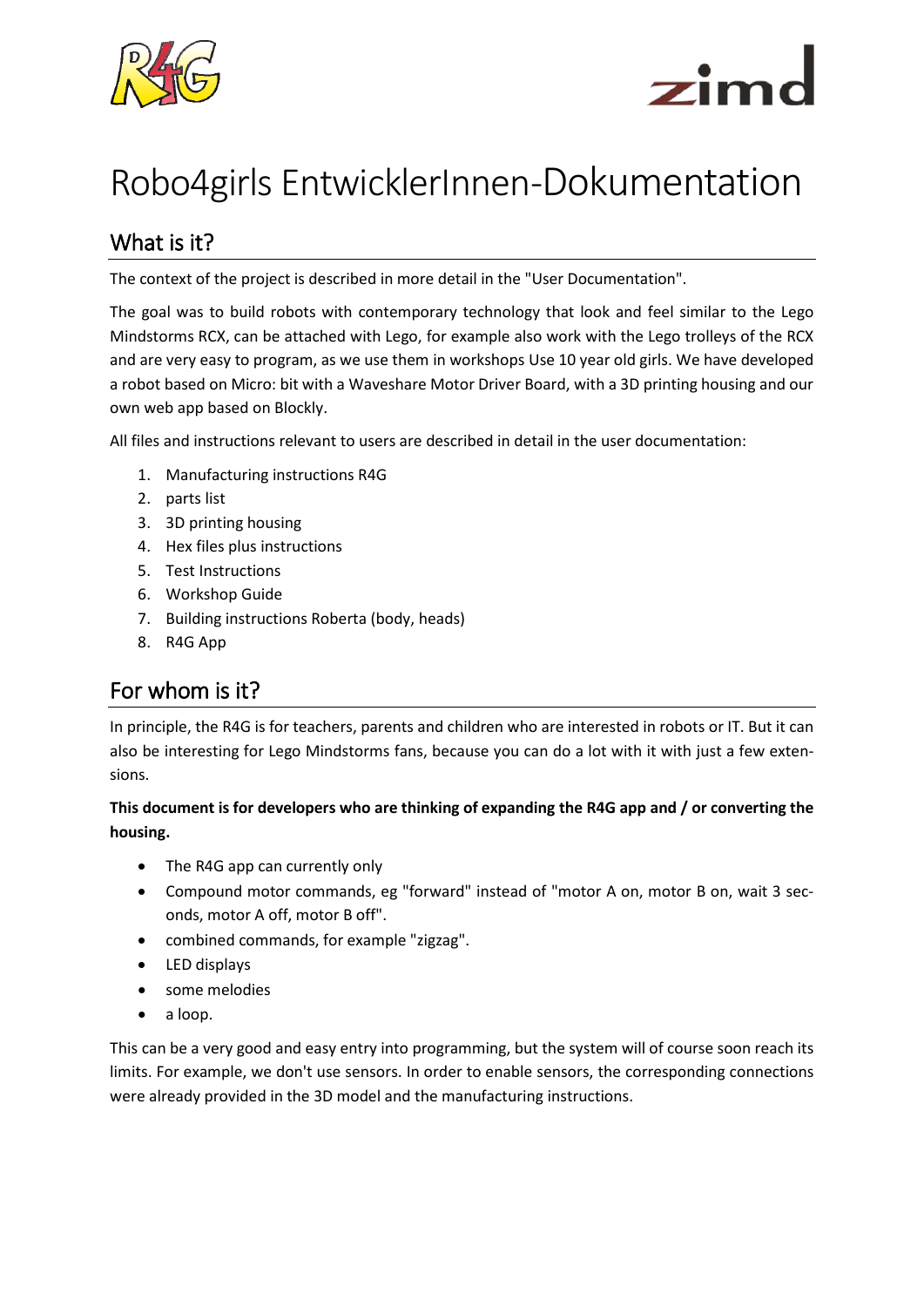# Robo4girls EntwicklerInnen-Dokumentation

## What is it?

The context of the project is described in more detail in the "User Documentation".

The goal was to build robots with contemporary technology that look and feel similar to the Lego Mindstorms RCX, can be attached with Lego, for example also work with the Lego trolleys of the RCX and are very easy to program, as we use them in workshops Use 10 year old girls. We have developed a robot based on Micro: bit with a Waveshare Motor Driver Board, with a 3D printing housing and our own web app based on Blockly.

All files and instructions relevant to users are described in detail in the user documentation:

1. Manufacturing instructions R4G
2. parts list
3. 3D printing housing
4. Hex files plus instructions
5. Test Instructions
6. Workshop Guide
7. Building instructions Roberta (body, heads)
8. R4G App

## For whom is it?

In principle, the R4G is for teachers, parents and children who are interested in robots or IT. But it can also be interesting for Lego Mindstorms fans, because you can do a lot with it with just a few extensions.

**This document is for developers who are thinking of expanding the R4G app and / or converting the housing.**

- The R4G app can currently only
- Compound motor commands, eg "forward" instead of "motor A on, motor B on, wait 3 seconds, motor A off, motor B off".
- combined commands, for example "zigzag".
- LED displays
- some melodies
- a loop.

This can be a very good and easy entry into programming, but the system will of course soon reach its limits. For example, we don't use sensors. In order to enable sensors, the corresponding connections were already provided in the 3D model and the manufacturing instructions.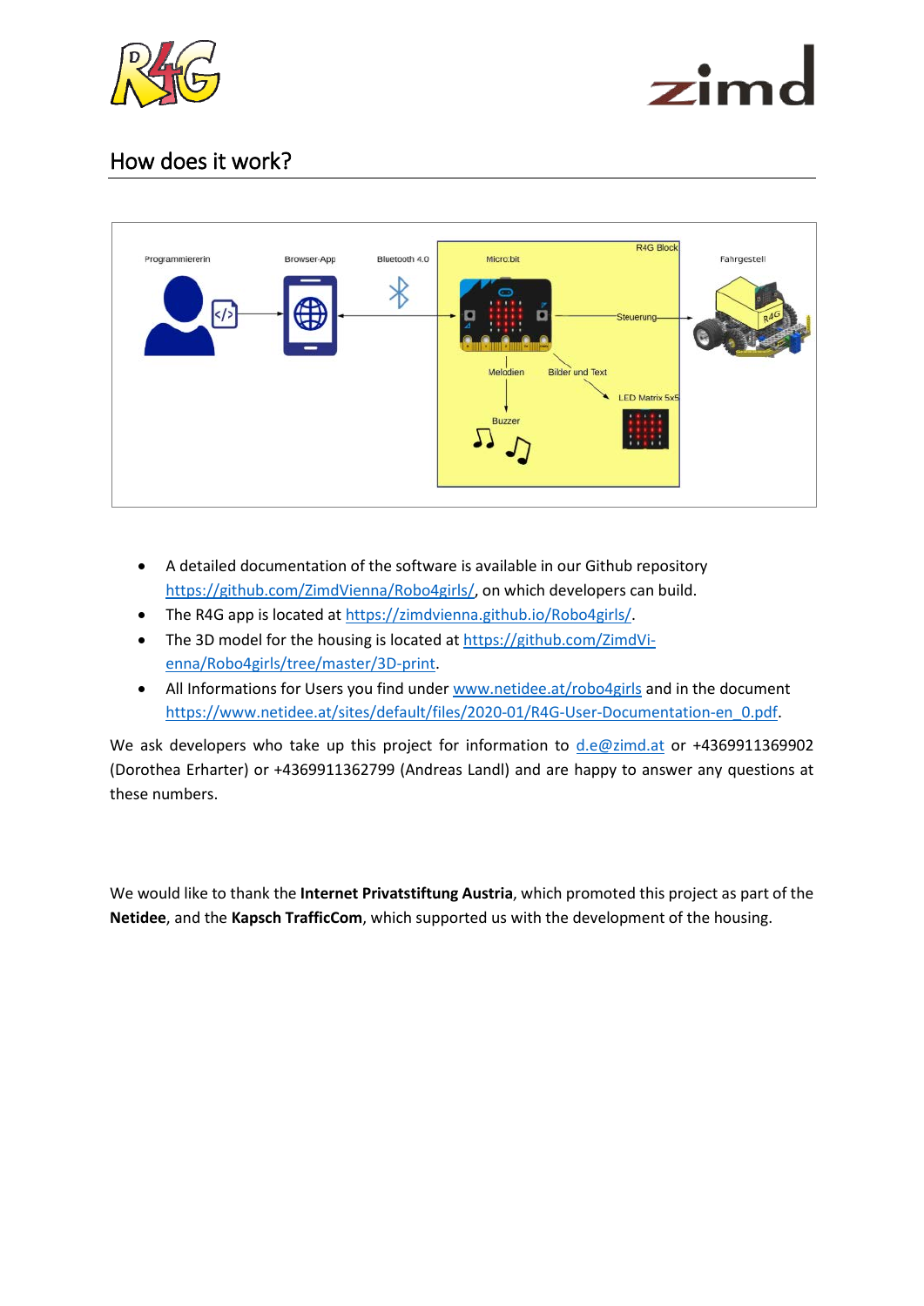## How does it work?

Programmiererin

Browser-App

Bluetooth 4.0

Micro:bit

R4G Block

Fahrgestell

Steuerung

Melodien

Bilder und Text

LED Matrix 5x5

Buzzer

- A detailed documentation of the software is available in our Github repository https://github.com/ZimdVienna/Robo4girls/, on which developers can build.
- The R4G app is located at https://zimdvienna.github.io/Robo4girls/.
- The 3D model for the housing is located at https://github.com/ZimdVienna/Robo4girls/tree/master/3D-print.
- All Informations for Users you find under www.netidee.at/robo4girls and in the document https://www.netidee.at/sites/default/files/2020-01/R4G-User-Documentation-en_0.pdf.

We ask developers who take up this project for information to d.e@zimd.at or +4369911369902 (Dorothea Erharter) or +4369911362799 (Andreas Landl) and are happy to answer any questions at these numbers.

We would like to thank the **Internet Privatstiftung Austria**, which promoted this project as part of the **Netidee**, and the **Kapsch TrafficCom**, which supported us with the development of the housing.